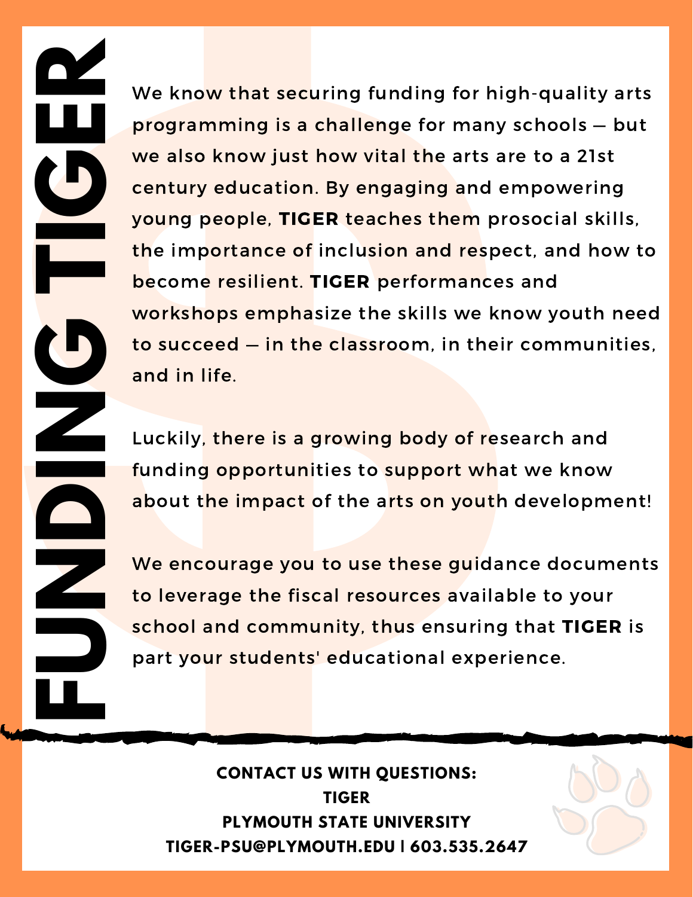# FUNDING TIGER

We know that securing funding for high-quality arts programming is a challenge for many schools — but we also know just how vital the arts are to a 21st century education. By engaging and empowering young people, **TIGER** teaches them prosocial skills, the importance of inclusion and respect, and how to become resilient. **TIGER** performances and workshops emphasize the skills we know youth need to succeed — in the classroom, in their communities, and in life.

Luckily, there is a growing body of research and funding opportunities to support what we know about the impact of the arts on youth development!

We encourage you to use these guidance documents to leverage the fiscal resources available to your school and community, thus ensuring that **TIGER** is part your students' educational experience.

**CONTACT US WITH QUESTIONS:**
**TIGER**
**PLYMOUTH STATE UNIVERSITY**
**TIGER-PSU@PLYMOUTH.EDU | 603.535.2647**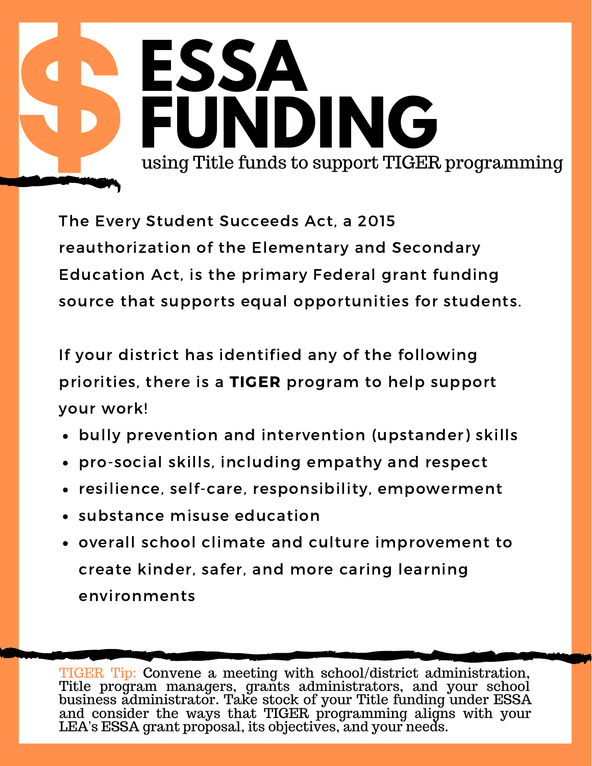# $ ESSA FUNDING

using Title funds to support TIGER programming

The Every Student Succeeds Act, a 2015 reauthorization of the Elementary and Secondary Education Act, is the primary Federal grant funding source that supports equal opportunities for students.

If your district has identified any of the following priorities, there is a **TIGER** program to help support your work!

- bully prevention and intervention (upstander) skills
- pro-social skills, including empathy and respect
- resilience, self-care, responsibility, empowerment
- substance misuse education
- overall school climate and culture improvement to create kinder, safer, and more caring learning environments

TIGER Tip: Convene a meeting with school/district administration, Title program managers, grants administrators, and your school business administrator. Take stock of your Title funding under ESSA and consider the ways that TIGER programming aligns with your LEA's ESSA grant proposal, its objectives, and your needs.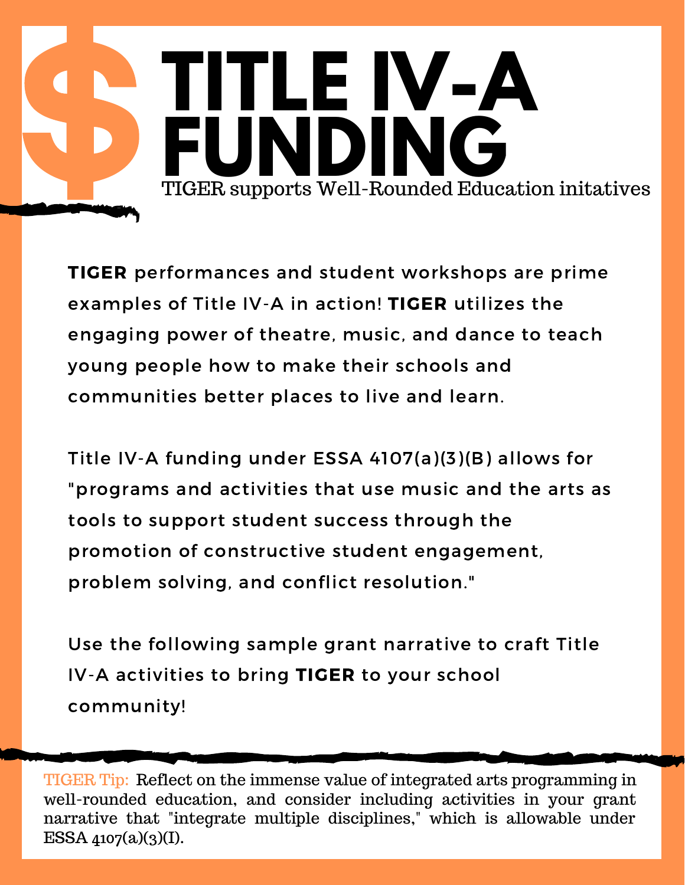# $ TITLE IV-A FUNDING

TIGER supports Well-Rounded Education initatives

**TIGER** performances and student workshops are prime examples of Title IV-A in action! **TIGER** utilizes the engaging power of theatre, music, and dance to teach young people how to make their schools and communities better places to live and learn.

Title IV-A funding under ESSA 4107(a)(3)(B) allows for "programs and activities that use music and the arts as tools to support student success through the promotion of constructive student engagement, problem solving, and conflict resolution."

Use the following sample grant narrative to craft Title IV-A activities to bring **TIGER** to your school community!

---

TIGER Tip: Reflect on the immense value of integrated arts programming in well-rounded education, and consider including activities in your grant narrative that "integrate multiple disciplines," which is allowable under ESSA 4107(a)(3)(I).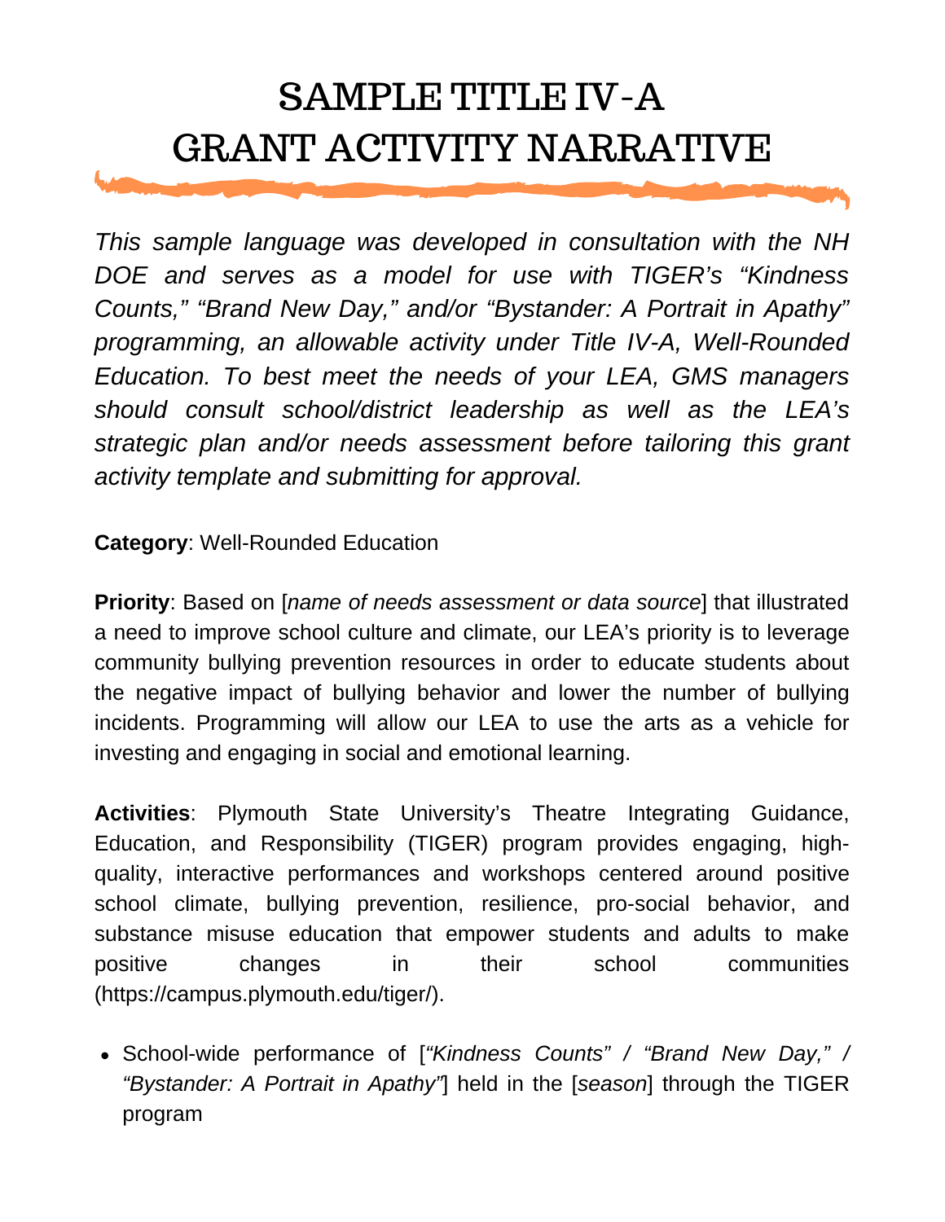# SAMPLE TITLE IV-A GRANT ACTIVITY NARRATIVE

*This sample language was developed in consultation with the NH DOE and serves as a model for use with TIGER's "Kindness Counts," "Brand New Day," and/or "Bystander: A Portrait in Apathy" programming, an allowable activity under Title IV-A, Well-Rounded Education. To best meet the needs of your LEA, GMS managers should consult school/district leadership as well as the LEA's strategic plan and/or needs assessment before tailoring this grant activity template and submitting for approval.*

**Category**: Well-Rounded Education

**Priority**: Based on [*name of needs assessment or data source*] that illustrated a need to improve school culture and climate, our LEA's priority is to leverage community bullying prevention resources in order to educate students about the negative impact of bullying behavior and lower the number of bullying incidents. Programming will allow our LEA to use the arts as a vehicle for investing and engaging in social and emotional learning.

**Activities**: Plymouth State University's Theatre Integrating Guidance, Education, and Responsibility (TIGER) program provides engaging, high-quality, interactive performances and workshops centered around positive school climate, bullying prevention, resilience, pro-social behavior, and substance misuse education that empower students and adults to make positive changes in their school communities (https://campus.plymouth.edu/tiger/).

- School-wide performance of [*"Kindness Counts" / "Brand New Day," / "Bystander: A Portrait in Apathy"*] held in the [*season*] through the TIGER program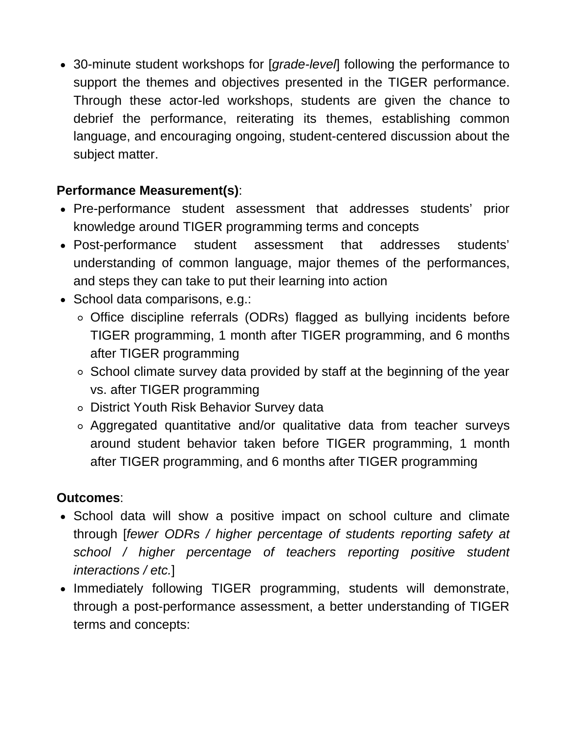- 30-minute student workshops for [*grade-level*] following the performance to support the themes and objectives presented in the TIGER performance. Through these actor-led workshops, students are given the chance to debrief the performance, reiterating its themes, establishing common language, and encouraging ongoing, student-centered discussion about the subject matter.

**Performance Measurement(s)**:
- Pre-performance student assessment that addresses students' prior knowledge around TIGER programming terms and concepts
- Post-performance student assessment that addresses students' understanding of common language, major themes of the performances, and steps they can take to put their learning into action
- School data comparisons, e.g.:
  - Office discipline referrals (ODRs) flagged as bullying incidents before TIGER programming, 1 month after TIGER programming, and 6 months after TIGER programming
  - School climate survey data provided by staff at the beginning of the year vs. after TIGER programming
  - District Youth Risk Behavior Survey data
  - Aggregated quantitative and/or qualitative data from teacher surveys around student behavior taken before TIGER programming, 1 month after TIGER programming, and 6 months after TIGER programming

**Outcomes**:
- School data will show a positive impact on school culture and climate through [*fewer ODRs / higher percentage of students reporting safety at school / higher percentage of teachers reporting positive student interactions / etc.*]
- Immediately following TIGER programming, students will demonstrate, through a post-performance assessment, a better understanding of TIGER terms and concepts: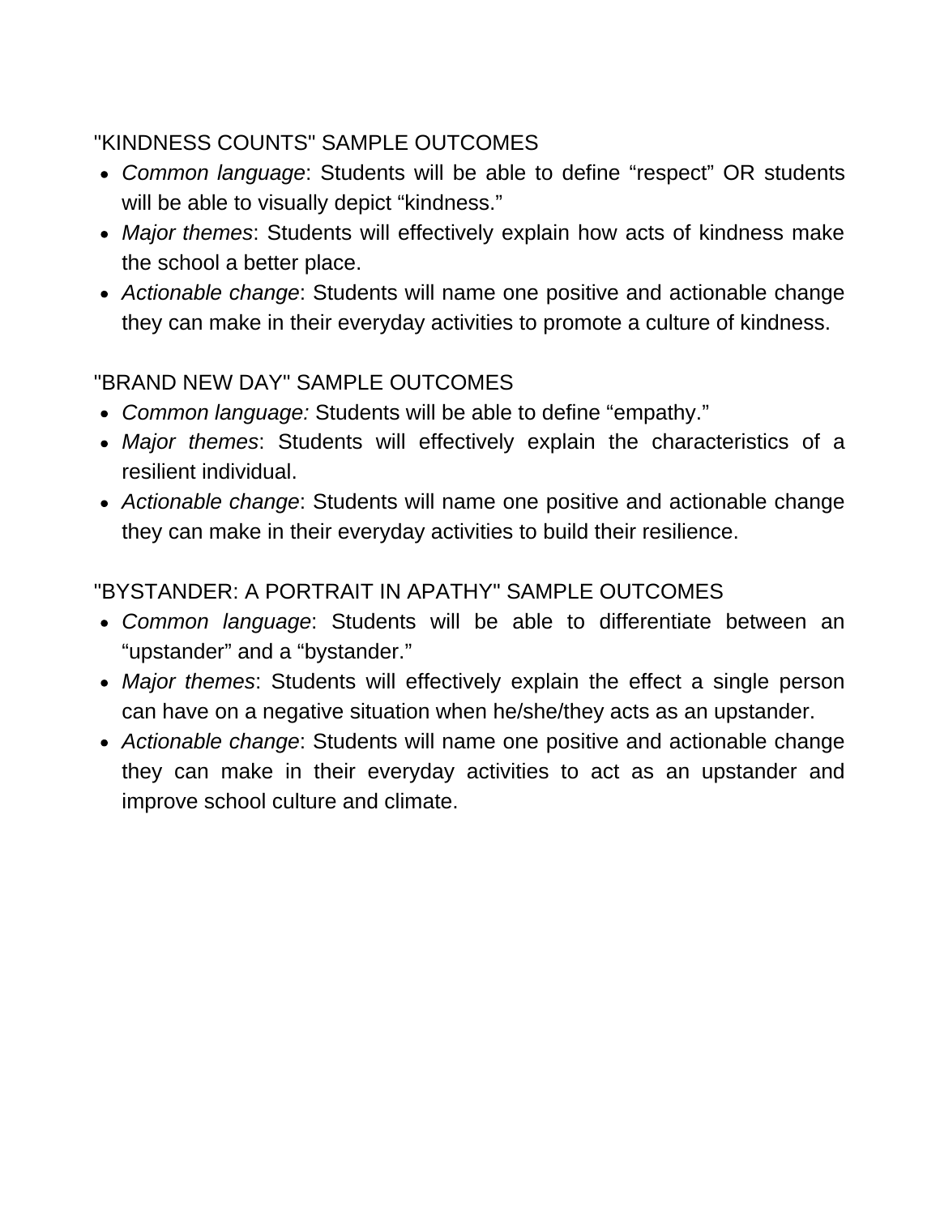"KINDNESS COUNTS" SAMPLE OUTCOMES

- *Common language*: Students will be able to define “respect” OR students will be able to visually depict “kindness.”
- *Major themes*: Students will effectively explain how acts of kindness make the school a better place.
- *Actionable change*: Students will name one positive and actionable change they can make in their everyday activities to promote a culture of kindness.

"BRAND NEW DAY" SAMPLE OUTCOMES

- *Common language:* Students will be able to define “empathy.”
- *Major themes*: Students will effectively explain the characteristics of a resilient individual.
- *Actionable change*: Students will name one positive and actionable change they can make in their everyday activities to build their resilience.

"BYSTANDER: A PORTRAIT IN APATHY" SAMPLE OUTCOMES

- *Common language*: Students will be able to differentiate between an “upstander” and a “bystander.”
- *Major themes*: Students will effectively explain the effect a single person can have on a negative situation when he/she/they acts as an upstander.
- *Actionable change*: Students will name one positive and actionable change they can make in their everyday activities to act as an upstander and improve school culture and climate.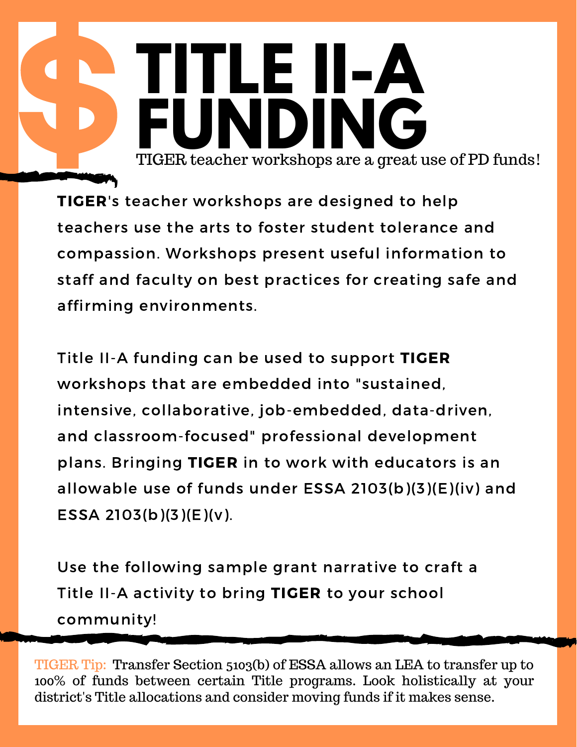# $ TITLE II-A FUNDING

TIGER teacher workshops are a great use of PD funds!

**TIGER**'s teacher workshops are designed to help teachers use the arts to foster student tolerance and compassion. Workshops present useful information to staff and faculty on best practices for creating safe and affirming environments.

Title II-A funding can be used to support **TIGER** workshops that are embedded into "sustained, intensive, collaborative, job-embedded, data-driven, and classroom-focused" professional development plans. Bringing **TIGER** in to work with educators is an allowable use of funds under ESSA 2103(b)(3)(E)(iv) and ESSA 2103(b)(3)(E)(v).

Use the following sample grant narrative to craft a Title II-A activity to bring **TIGER** to your school community!

TIGER Tip: Transfer Section 5103(b) of ESSA allows an LEA to transfer up to 100% of funds between certain Title programs. Look holistically at your district's Title allocations and consider moving funds if it makes sense.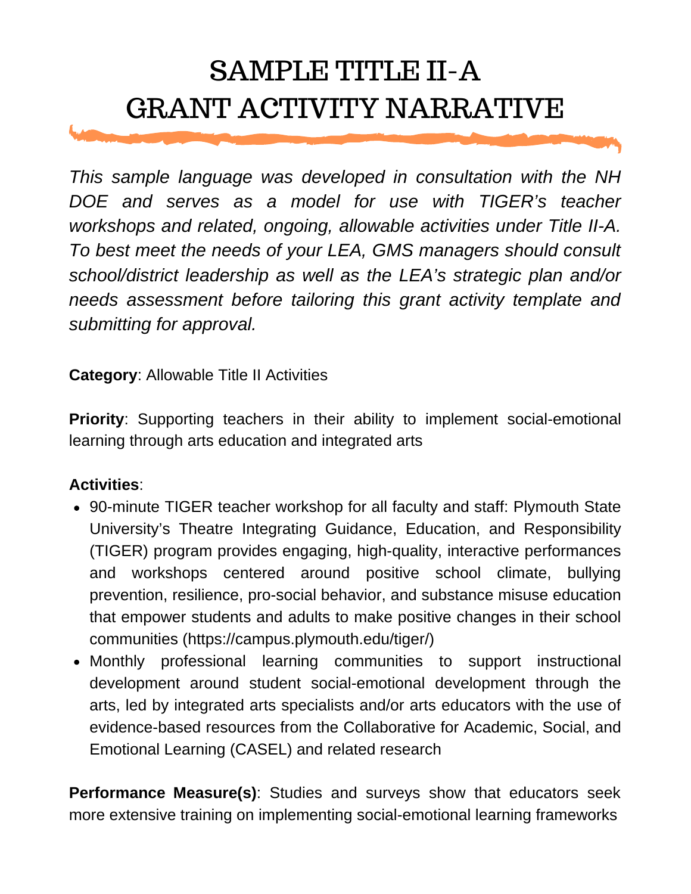# SAMPLE TITLE II-A GRANT ACTIVITY NARRATIVE

*This sample language was developed in consultation with the NH DOE and serves as a model for use with TIGER's teacher workshops and related, ongoing, allowable activities under Title II-A. To best meet the needs of your LEA, GMS managers should consult school/district leadership as well as the LEA's strategic plan and/or needs assessment before tailoring this grant activity template and submitting for approval.*

**Category**: Allowable Title II Activities

**Priority**: Supporting teachers in their ability to implement social-emotional learning through arts education and integrated arts

**Activities**:

- 90-minute TIGER teacher workshop for all faculty and staff: Plymouth State University's Theatre Integrating Guidance, Education, and Responsibility (TIGER) program provides engaging, high-quality, interactive performances and workshops centered around positive school climate, bullying prevention, resilience, pro-social behavior, and substance misuse education that empower students and adults to make positive changes in their school communities (https://campus.plymouth.edu/tiger/)
- Monthly professional learning communities to support instructional development around student social-emotional development through the arts, led by integrated arts specialists and/or arts educators with the use of evidence-based resources from the Collaborative for Academic, Social, and Emotional Learning (CASEL) and related research

**Performance Measure(s)**: Studies and surveys show that educators seek more extensive training on implementing social-emotional learning frameworks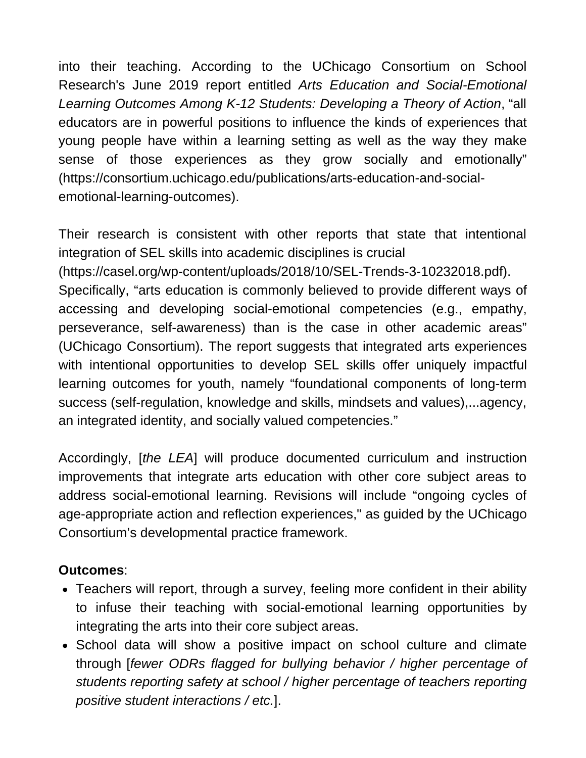into their teaching. According to the UChicago Consortium on School Research's June 2019 report entitled *Arts Education and Social-Emotional Learning Outcomes Among K-12 Students: Developing a Theory of Action*, "all educators are in powerful positions to influence the kinds of experiences that young people have within a learning setting as well as the way they make sense of those experiences as they grow socially and emotionally" (https://consortium.uchicago.edu/publications/arts-education-and-social-emotional-learning-outcomes).

Their research is consistent with other reports that state that intentional integration of SEL skills into academic disciplines is crucial (https://casel.org/wp-content/uploads/2018/10/SEL-Trends-3-10232018.pdf). Specifically, "arts education is commonly believed to provide different ways of accessing and developing social-emotional competencies (e.g., empathy, perseverance, self-awareness) than is the case in other academic areas" (UChicago Consortium). The report suggests that integrated arts experiences with intentional opportunities to develop SEL skills offer uniquely impactful learning outcomes for youth, namely "foundational components of long-term success (self-regulation, knowledge and skills, mindsets and values),...agency, an integrated identity, and socially valued competencies."

Accordingly, [*the LEA*] will produce documented curriculum and instruction improvements that integrate arts education with other core subject areas to address social-emotional learning. Revisions will include "ongoing cycles of age-appropriate action and reflection experiences," as guided by the UChicago Consortium's developmental practice framework.

**Outcomes**:

- Teachers will report, through a survey, feeling more confident in their ability to infuse their teaching with social-emotional learning opportunities by integrating the arts into their core subject areas.
- School data will show a positive impact on school culture and climate through [*fewer ODRs flagged for bullying behavior / higher percentage of students reporting safety at school / higher percentage of teachers reporting positive student interactions / etc.*].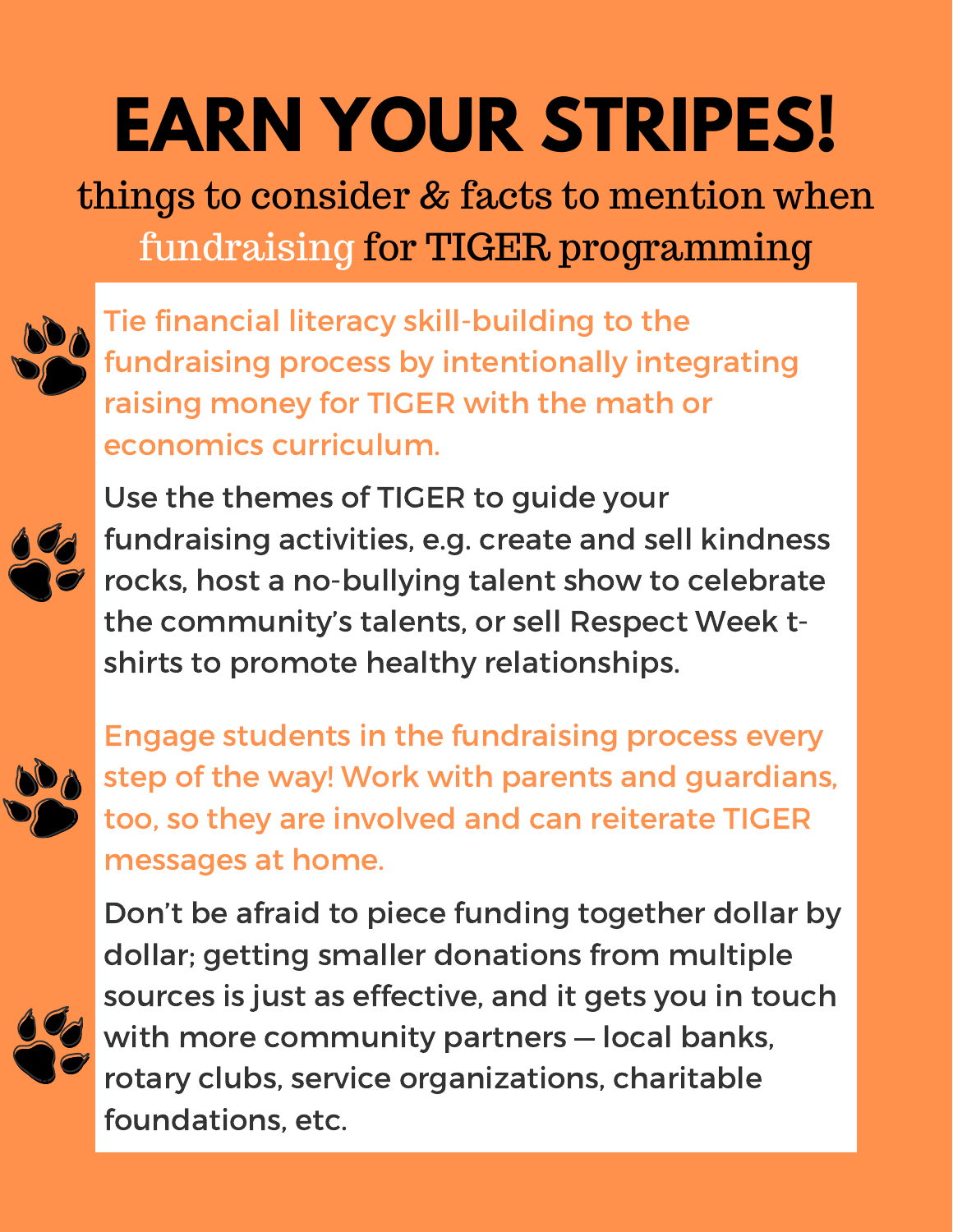# EARN YOUR STRIPES!

## things to consider & facts to mention when fundraising for TIGER programming

- Tie financial literacy skill-building to the fundraising process by intentionally integrating raising money for TIGER with the math or economics curriculum.

- Use the themes of TIGER to guide your fundraising activities, e.g. create and sell kindness rocks, host a no-bullying talent show to celebrate the community's talents, or sell Respect Week t-shirts to promote healthy relationships.

- Engage students in the fundraising process every step of the way! Work with parents and guardians, too, so they are involved and can reiterate TIGER messages at home.

- Don't be afraid to piece funding together dollar by dollar; getting smaller donations from multiple sources is just as effective, and it gets you in touch with more community partners — local banks, rotary clubs, service organizations, charitable foundations, etc.